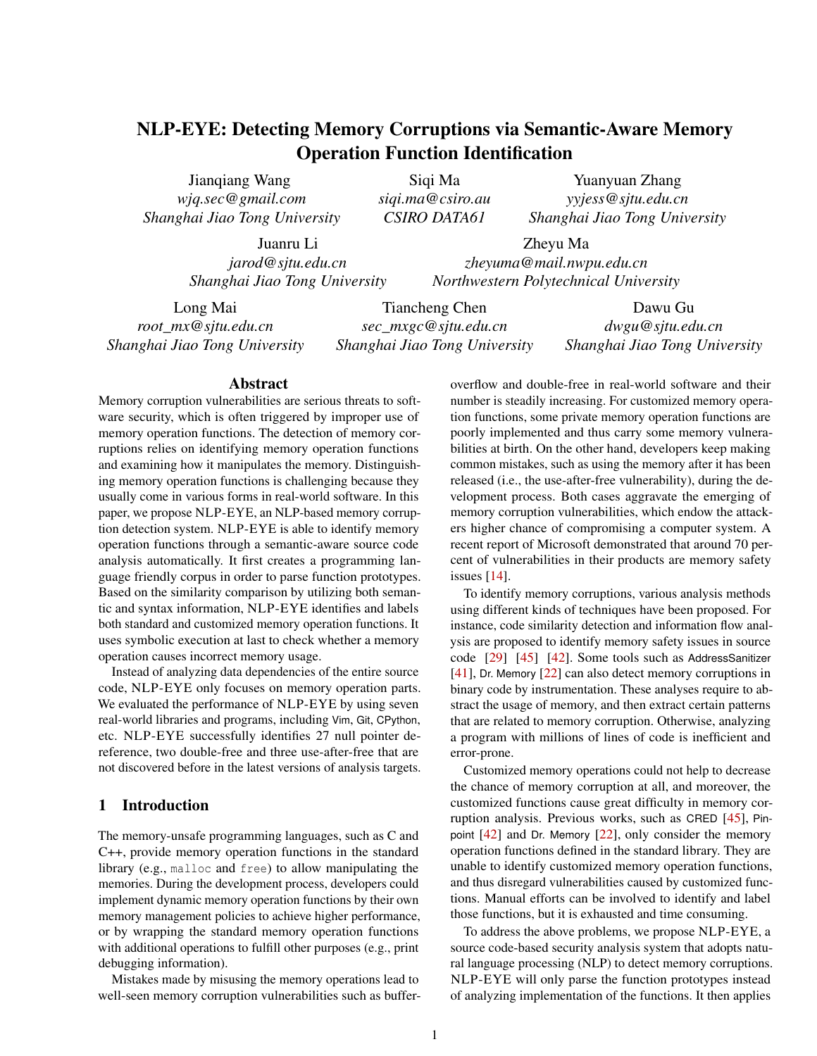# NLP-EYE: Detecting Memory Corruptions via Semantic-Aware Memory Operation Function Identification

Jianqiang Wang
*wjq.sec@gmail.com*
*Shanghai Jiao Tong University*

Siqi Ma
*siqi.ma@csiro.au*
*CSIRO DATA61*

Yuanyuan Zhang
*yyjess@sjtu.edu.cn*
*Shanghai Jiao Tong University*

Juanru Li
*jarod@sjtu.edu.cn*
*Shanghai Jiao Tong University*

Zheyu Ma
*zheyuma@mail.nwpu.edu.cn*
*Northwestern Polytechnical University*

Long Mai
*root_mx@sjtu.edu.cn*
*Shanghai Jiao Tong University*

Tiancheng Chen
*sec_mxgc@sjtu.edu.cn*
*Shanghai Jiao Tong University*

Dawu Gu
*dwgu@sjtu.edu.cn*
*Shanghai Jiao Tong University*

## Abstract

Memory corruption vulnerabilities are serious threats to software security, which is often triggered by improper use of memory operation functions. The detection of memory corruptions relies on identifying memory operation functions and examining how it manipulates the memory. Distinguishing memory operation functions is challenging because they usually come in various forms in real-world software. In this paper, we propose NLP-EYE, an NLP-based memory corruption detection system. NLP-EYE is able to identify memory operation functions through a semantic-aware source code analysis automatically. It first creates a programming language friendly corpus in order to parse function prototypes. Based on the similarity comparison by utilizing both semantic and syntax information, NLP-EYE identifies and labels both standard and customized memory operation functions. It uses symbolic execution at last to check whether a memory operation causes incorrect memory usage.

Instead of analyzing data dependencies of the entire source code, NLP-EYE only focuses on memory operation parts. We evaluated the performance of NLP-EYE by using seven real-world libraries and programs, including Vim, Git, CPython, etc. NLP-EYE successfully identifies 27 null pointer dereference, two double-free and three use-after-free that are not discovered before in the latest versions of analysis targets.

## 1 Introduction

The memory-unsafe programming languages, such as C and C++, provide memory operation functions in the standard library (e.g., `malloc` and `free`) to allow manipulating the memories. During the development process, developers could implement dynamic memory operation functions by their own memory management policies to achieve higher performance, or by wrapping the standard memory operation functions with additional operations to fulfill other purposes (e.g., print debugging information).

Mistakes made by misusing the memory operations lead to well-seen memory corruption vulnerabilities such as buffer-overflow and double-free in real-world software and their number is steadily increasing. For customized memory operation functions, some private memory operation functions are poorly implemented and thus carry some memory vulnerabilities at birth. On the other hand, developers keep making common mistakes, such as using the memory after it has been released (i.e., the use-after-free vulnerability), during the development process. Both cases aggravate the emerging of memory corruption vulnerabilities, which endow the attackers higher chance of compromising a computer system. A recent report of Microsoft demonstrated that around 70 percent of vulnerabilities in their products are memory safety issues [14].

To identify memory corruptions, various analysis methods using different kinds of techniques have been proposed. For instance, code similarity detection and information flow analysis are proposed to identify memory safety issues in source code [29] [45] [42]. Some tools such as AddressSanitizer [41], Dr. Memory [22] can also detect memory corruptions in binary code by instrumentation. These analyses require to abstract the usage of memory, and then extract certain patterns that are related to memory corruption. Otherwise, analyzing a program with millions of lines of code is inefficient and error-prone.

Customized memory operations could not help to decrease the chance of memory corruption at all, and moreover, the customized functions cause great difficulty in memory corruption analysis. Previous works, such as CRED [45], Pinpoint [42] and Dr. Memory [22], only consider the memory operation functions defined in the standard library. They are unable to identify customized memory operation functions, and thus disregard vulnerabilities caused by customized functions. Manual efforts can be involved to identify and label those functions, but it is exhausted and time consuming.

To address the above problems, we propose NLP-EYE, a source code-based security analysis system that adopts natural language processing (NLP) to detect memory corruptions. NLP-EYE will only parse the function prototypes instead of analyzing implementation of the functions. It then applies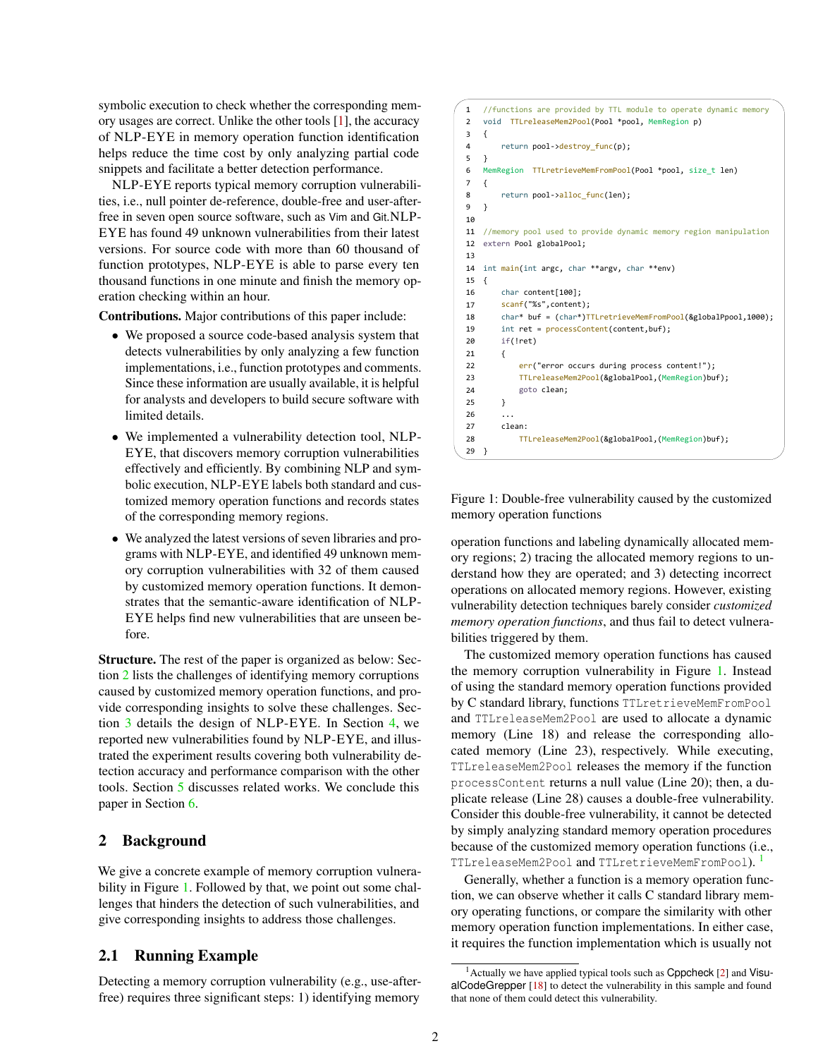symbolic execution to check whether the corresponding memory usages are correct. Unlike the other tools [1], the accuracy of NLP-EYE in memory operation function identification helps reduce the time cost by only analyzing partial code snippets and facilitate a better detection performance.

NLP-EYE reports typical memory corruption vulnerabilities, i.e., null pointer de-reference, double-free and user-after-free in seven open source software, such as Vim and Git.NLP-EYE has found 49 unknown vulnerabilities from their latest versions. For source code with more than 60 thousand of function prototypes, NLP-EYE is able to parse every ten thousand functions in one minute and finish the memory operation checking within an hour.

**Contributions.** Major contributions of this paper include:

- We proposed a source code-based analysis system that detects vulnerabilities by only analyzing a few function implementations, i.e., function prototypes and comments. Since these information are usually available, it is helpful for analysts and developers to build secure software with limited details.
- We implemented a vulnerability detection tool, NLP-EYE, that discovers memory corruption vulnerabilities effectively and efficiently. By combining NLP and symbolic execution, NLP-EYE labels both standard and customized memory operation functions and records states of the corresponding memory regions.
- We analyzed the latest versions of seven libraries and programs with NLP-EYE, and identified 49 unknown memory corruption vulnerabilities with 32 of them caused by customized memory operation functions. It demonstrates that the semantic-aware identification of NLP-EYE helps find new vulnerabilities that are unseen before.

**Structure.** The rest of the paper is organized as below: Section 2 lists the challenges of identifying memory corruptions caused by customized memory operation functions, and provide corresponding insights to solve these challenges. Section 3 details the design of NLP-EYE. In Section 4, we reported new vulnerabilities found by NLP-EYE, and illustrated the experiment results covering both vulnerability detection accuracy and performance comparison with the other tools. Section 5 discusses related works. We conclude this paper in Section 6.

## 2 Background

We give a concrete example of memory corruption vulnerability in Figure 1. Followed by that, we point out some challenges that hinders the detection of such vulnerabilities, and give corresponding insights to address those challenges.

### 2.1 Running Example

Detecting a memory corruption vulnerability (e.g., use-after-free) requires three significant steps: 1) identifying memory operation functions and labeling dynamically allocated memory regions; 2) tracing the allocated memory regions to understand how they are operated; and 3) detecting incorrect operations on allocated memory regions. However, existing vulnerability detection techniques barely consider *customized memory operation functions*, and thus fail to detect vulnerabilities triggered by them.

```
1  //functions are provided by TTL module to operate dynamic memory
2  void  TTLreleaseMem2Pool(Pool *pool, MemRegion p)
3  {
4      return pool->destroy_func(p);
5  }
6  MemRegion  TTLretrieveMemFromPool(Pool *pool, size_t len)
7  {
8      return pool->alloc_func(len);
9  }
10
11 //memory pool used to provide dynamic memory region manipulation
12 extern Pool globalPool;
13
14 int main(int argc, char **argv, char **env)
15 {
16     char content[100];
17     scanf("%s",content);
18     char* buf = (char*)TTLretrieveMemFromPool(&globalPpool,1000);
19     int ret = processContent(content,buf);
20     if(!ret)
21     {
22         err("error occurs during process content!");
23         TTLreleaseMem2Pool(&globalPool,(MemRegion)buf);
24         goto clean;
25     }
26     ...
27     clean:
28         TTLreleaseMem2Pool(&globalPool,(MemRegion)buf);
29 }
```

Figure 1: Double-free vulnerability caused by the customized memory operation functions

The customized memory operation functions has caused the memory corruption vulnerability in Figure 1. Instead of using the standard memory operation functions provided by C standard library, functions `TTLretrieveMemFromPool` and `TTLreleaseMem2Pool` are used to allocate a dynamic memory (Line 18) and release the corresponding allocated memory (Line 23), respectively. While executing, `TTLreleaseMem2Pool` releases the memory if the function `processContent` returns a null value (Line 20); then, a duplicate release (Line 28) causes a double-free vulnerability. Consider this double-free vulnerability, it cannot be detected by simply analyzing standard memory operation procedures because of the customized memory operation functions (i.e., `TTLreleaseMem2Pool` and `TTLretrieveMemFromPool`). [1]

Generally, whether a function is a memory operation function, we can observe whether it calls C standard library memory operating functions, or compare the similarity with other memory operation function implementations. In either case, it requires the function implementation which is usually not

[1] Actually we have applied typical tools such as Cppcheck [2] and VisualCodeGrepper [18] to detect the vulnerability in this sample and found that none of them could detect this vulnerability.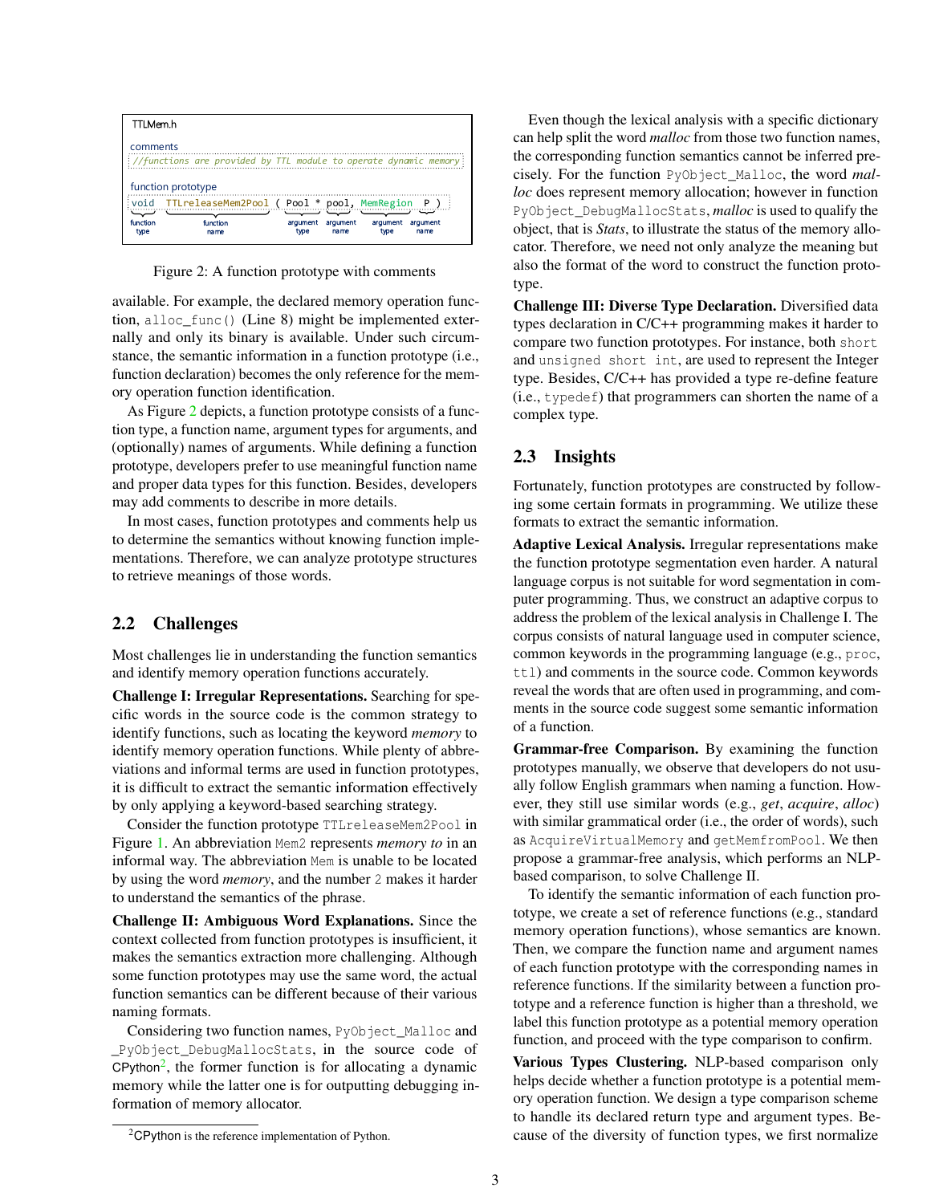```
TTLMem.h

comments
//functions are provided by TTL module to operate dynamic memory

function prototype
void  TTLreleaseMem2Pool ( Pool * pool, MemRegion  P )
function  function          argument argument argument argument
type      name              type     name     type     name
```

Figure 2: A function prototype with comments

available. For example, the declared memory operation function, `alloc_func()` (Line 8) might be implemented externally and only its binary is available. Under such circumstance, the semantic information in a function prototype (i.e., function declaration) becomes the only reference for the memory operation function identification.

As Figure 2 depicts, a function prototype consists of a function type, a function name, argument types for arguments, and (optionally) names of arguments. While defining a function prototype, developers prefer to use meaningful function name and proper data types for this function. Besides, developers may add comments to describe in more details.

In most cases, function prototypes and comments help us to determine the semantics without knowing function implementations. Therefore, we can analyze prototype structures to retrieve meanings of those words.

## 2.2 Challenges

Most challenges lie in understanding the function semantics and identify memory operation functions accurately.

**Challenge I: Irregular Representations.** Searching for specific words in the source code is the common strategy to identify functions, such as locating the keyword *memory* to identify memory operation functions. While plenty of abbreviations and informal terms are used in function prototypes, it is difficult to extract the semantic information effectively by only applying a keyword-based searching strategy.

Consider the function prototype `TTLreleaseMem2Pool` in Figure 1. An abbreviation `Mem2` represents *memory to* in an informal way. The abbreviation `Mem` is unable to be located by using the word *memory*, and the number `2` makes it harder to understand the semantics of the phrase.

**Challenge II: Ambiguous Word Explanations.** Since the context collected from function prototypes is insufficient, it makes the semantics extraction more challenging. Although some function prototypes may use the same word, the actual function semantics can be different because of their various naming formats.

Considering two function names, `PyObject_Malloc` and `_PyObject_DebugMallocStats`, in the source code of CPython[2], the former function is for allocating a dynamic memory while the latter one is for outputting debugging information of memory allocator.

Even though the lexical analysis with a specific dictionary can help split the word *malloc* from those two function names, the corresponding function semantics cannot be inferred precisely. For the function `PyObject_Malloc`, the word *malloc* does represent memory allocation; however in function `PyObject_DebugMallocStats`, *malloc* is used to qualify the object, that is *Stats*, to illustrate the status of the memory allocator. Therefore, we need not only analyze the meaning but also the format of the word to construct the function prototype.

**Challenge III: Diverse Type Declaration.** Diversified data types declaration in C/C++ programming makes it harder to compare two function prototypes. For instance, both `short` and `unsigned short int`, are used to represent the Integer type. Besides, C/C++ has provided a type re-define feature (i.e., `typedef`) that programmers can shorten the name of a complex type.

## 2.3 Insights

Fortunately, function prototypes are constructed by following some certain formats in programming. We utilize these formats to extract the semantic information.

**Adaptive Lexical Analysis.** Irregular representations make the function prototype segmentation even harder. A natural language corpus is not suitable for word segmentation in computer programming. Thus, we construct an adaptive corpus to address the problem of the lexical analysis in Challenge I. The corpus consists of natural language used in computer science, common keywords in the programming language (e.g., `proc`, `ttl`) and comments in the source code. Common keywords reveal the words that are often used in programming, and comments in the source code suggest some semantic information of a function.

**Grammar-free Comparison.** By examining the function prototypes manually, we observe that developers do not usually follow English grammars when naming a function. However, they still use similar words (e.g., *get*, *acquire*, *alloc*) with similar grammatical order (i.e., the order of words), such as `AcquireVirtualMemory` and `getMemfromPool`. We then propose a grammar-free analysis, which performs an NLP-based comparison, to solve Challenge II.

To identify the semantic information of each function prototype, we create a set of reference functions (e.g., standard memory operation functions), whose semantics are known. Then, we compare the function name and argument names of each function prototype with the corresponding names in reference functions. If the similarity between a function prototype and a reference function is higher than a threshold, we label this function prototype as a potential memory operation function, and proceed with the type comparison to confirm.

**Various Types Clustering.** NLP-based comparison only helps decide whether a function prototype is a potential memory operation function. We design a type comparison scheme to handle its declared return type and argument types. Because of the diversity of function types, we first normalize

[2] CPython is the reference implementation of Python.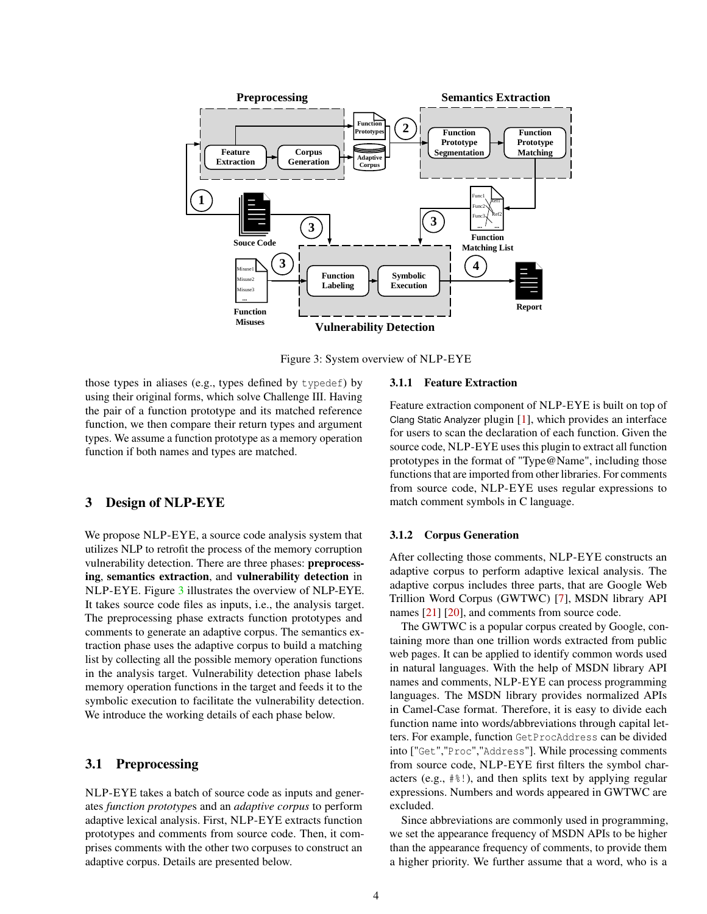Figure 3: System overview of NLP-EYE

those types in aliases (e.g., types defined by `typedef`) by using their original forms, which solve Challenge III. Having the pair of a function prototype and its matched reference function, we then compare their return types and argument types. We assume a function prototype as a memory operation function if both names and types are matched.

## 3 Design of NLP-EYE

We propose NLP-EYE, a source code analysis system that utilizes NLP to retrofit the process of the memory corruption vulnerability detection. There are three phases: **preprocessing**, **semantics extraction**, and **vulnerability detection** in NLP-EYE. Figure 3 illustrates the overview of NLP-EYE. It takes source code files as inputs, i.e., the analysis target. The preprocessing phase extracts function prototypes and comments to generate an adaptive corpus. The semantics extraction phase uses the adaptive corpus to build a matching list by collecting all the possible memory operation functions in the analysis target. Vulnerability detection phase labels memory operation functions in the target and feeds it to the symbolic execution to facilitate the vulnerability detection. We introduce the working details of each phase below.

### 3.1 Preprocessing

NLP-EYE takes a batch of source code as inputs and generates *function prototype*s and an *adaptive corpus* to perform adaptive lexical analysis. First, NLP-EYE extracts function prototypes and comments from source code. Then, it comprises comments with the other two corpuses to construct an adaptive corpus. Details are presented below.

#### 3.1.1 Feature Extraction

Feature extraction component of NLP-EYE is built on top of Clang Static Analyzer plugin [1], which provides an interface for users to scan the declaration of each function. Given the source code, NLP-EYE uses this plugin to extract all function prototypes in the format of "Type@Name", including those functions that are imported from other libraries. For comments from source code, NLP-EYE uses regular expressions to match comment symbols in C language.

#### 3.1.2 Corpus Generation

After collecting those comments, NLP-EYE constructs an adaptive corpus to perform adaptive lexical analysis. The adaptive corpus includes three parts, that are Google Web Trillion Word Corpus (GWTWC) [7], MSDN library API names [21] [20], and comments from source code.

The GWTWC is a popular corpus created by Google, containing more than one trillion words extracted from public web pages. It can be applied to identify common words used in natural languages. With the help of MSDN library API names and comments, NLP-EYE can process programming languages. The MSDN library provides normalized APIs in Camel-Case format. Therefore, it is easy to divide each function name into words/abbreviations through capital letters. For example, function `GetProcAddress` can be divided into ["`Get`","`Proc`","`Address`"]. While processing comments from source code, NLP-EYE first filters the symbol characters (e.g., `#%!`), and then splits text by applying regular expressions. Numbers and words appeared in GWTWC are excluded.

Since abbreviations are commonly used in programming, we set the appearance frequency of MSDN APIs to be higher than the appearance frequency of comments, to provide them a higher priority. We further assume that a word, who is a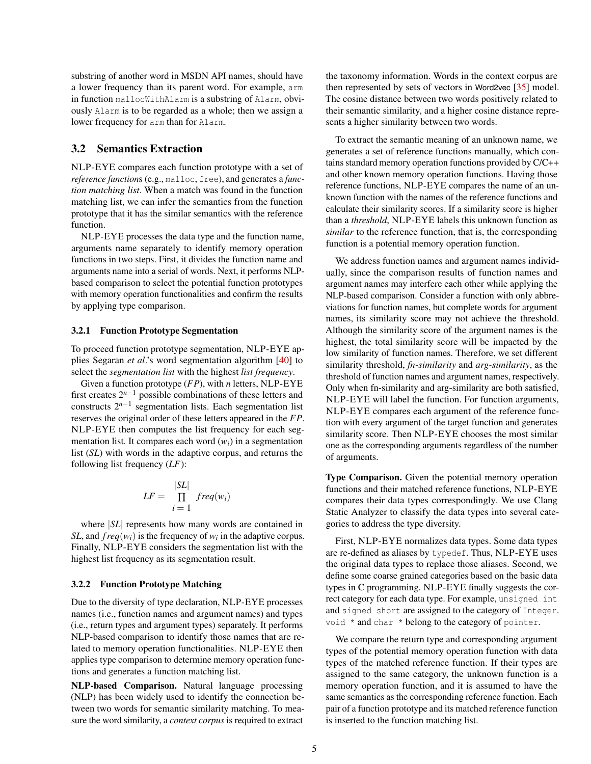substring of another word in MSDN API names, should have a lower frequency than its parent word. For example, `arm` in function `mallocWithAlarm` is a substring of `Alarm`, obviously `Alarm` is to be regarded as a whole; then we assign a lower frequency for `arm` than for `Alarm`.

## 3.2 Semantics Extraction

NLP-EYE compares each function prototype with a set of *reference function*s (e.g., `malloc`, `free`), and generates a *function matching list*. When a match was found in the function matching list, we can infer the semantics from the function prototype that it has the similar semantics with the reference function.

NLP-EYE processes the data type and the function name, arguments name separately to identify memory operation functions in two steps. First, it divides the function name and arguments name into a serial of words. Next, it performs NLP-based comparison to select the potential function prototypes with memory operation functionalities and confirm the results by applying type comparison.

### 3.2.1 Function Prototype Segmentation

To proceed function prototype segmentation, NLP-EYE applies Segaran *et al*.'s word segmentation algorithm [40] to select the *segmentation list* with the highest *list frequency*.

Given a function prototype ($FP$), with $n$ letters, NLP-EYE first creates $2^{n-1}$ possible combinations of these letters and constructs $2^{n-1}$ segmentation lists. Each segmentation list reserves the original order of these letters appeared in the $FP$. NLP-EYE then computes the list frequency for each segmentation list. It compares each word ($w_i$) in a segmentation list ($SL$) with words in the adaptive corpus, and returns the following list frequency ($LF$):

$$LF = \prod_{i=1}^{|SL|} freq(w_i)$$

where $|SL|$ represents how many words are contained in $SL$, and $freq(w_i)$ is the frequency of $w_i$ in the adaptive corpus. Finally, NLP-EYE considers the segmentation list with the highest list frequency as its segmentation result.

### 3.2.2 Function Prototype Matching

Due to the diversity of type declaration, NLP-EYE processes names (i.e., function names and argument names) and types (i.e., return types and argument types) separately. It performs NLP-based comparison to identify those names that are related to memory operation functionalities. NLP-EYE then applies type comparison to determine memory operation functions and generates a function matching list.

**NLP-based Comparison.** Natural language processing (NLP) has been widely used to identify the connection between two words for semantic similarity matching. To measure the word similarity, a *context corpus* is required to extract the taxonomy information. Words in the context corpus are then represented by sets of vectors in Word2vec [35] model. The cosine distance between two words positively related to their semantic similarity, and a higher cosine distance represents a higher similarity between two words.

To extract the semantic meaning of an unknown name, we generates a set of reference functions manually, which contains standard memory operation functions provided by C/C++ and other known memory operation functions. Having those reference functions, NLP-EYE compares the name of an unknown function with the names of the reference functions and calculate their similarity scores. If a similarity score is higher than a *threshold*, NLP-EYE labels this unknown function as *similar* to the reference function, that is, the corresponding function is a potential memory operation function.

We address function names and argument names individually, since the comparison results of function names and argument names may interfere each other while applying the NLP-based comparison. Consider a function with only abbreviations for function names, but complete words for argument names, its similarity score may not achieve the threshold. Although the similarity score of the argument names is the highest, the total similarity score will be impacted by the low similarity of function names. Therefore, we set different similarity threshold, *fn-similarity* and *arg-similarity*, as the threshold of function names and argument names, respectively. Only when fn-similarity and arg-similarity are both satisfied, NLP-EYE will label the function. For function arguments, NLP-EYE compares each argument of the reference function with every argument of the target function and generates similarity score. Then NLP-EYE chooses the most similar one as the corresponding arguments regardless of the number of arguments.

**Type Comparison.** Given the potential memory operation functions and their matched reference functions, NLP-EYE compares their data types correspondingly. We use Clang Static Analyzer to classify the data types into several categories to address the type diversity.

First, NLP-EYE normalizes data types. Some data types are re-defined as aliases by `typedef`. Thus, NLP-EYE uses the original data types to replace those aliases. Second, we define some coarse grained categories based on the basic data types in C programming. NLP-EYE finally suggests the correct category for each data type. For example, `unsigned int` and `signed short` are assigned to the category of `Integer`. `void *` and `char *` belong to the category of `pointer`.

We compare the return type and corresponding argument types of the potential memory operation function with data types of the matched reference function. If their types are assigned to the same category, the unknown function is a memory operation function, and it is assumed to have the same semantics as the corresponding reference function. Each pair of a function prototype and its matched reference function is inserted to the function matching list.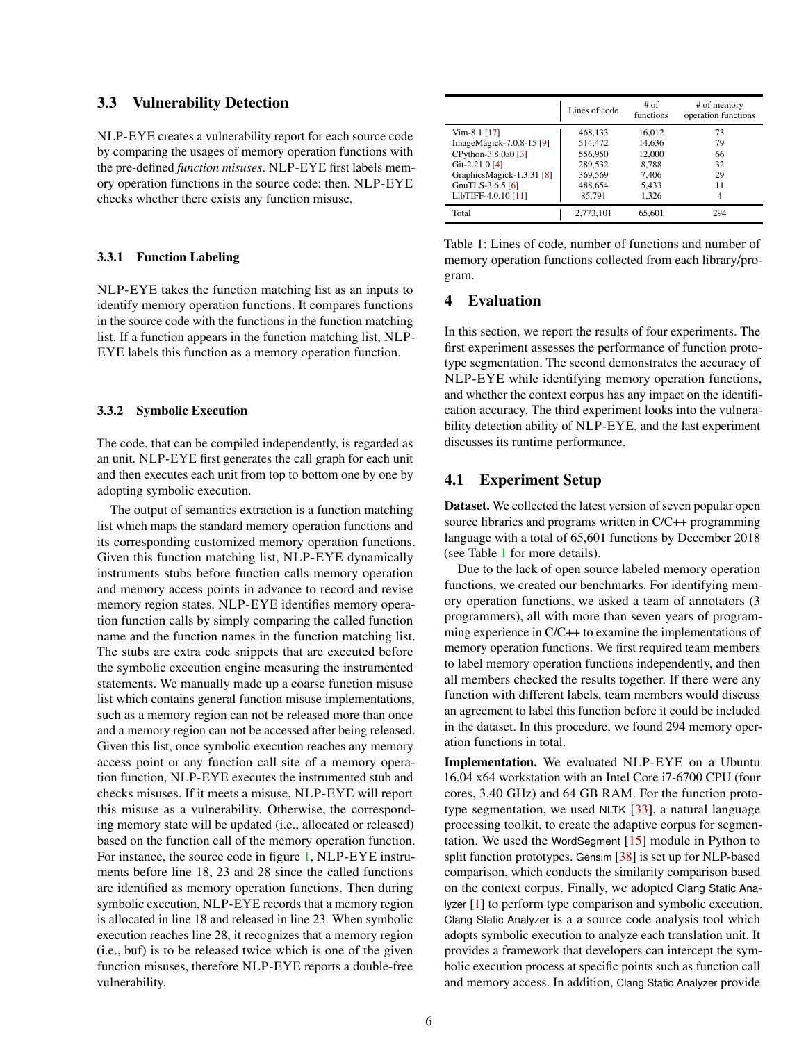### 3.3 Vulnerability Detection

NLP-EYE creates a vulnerability report for each source code by comparing the usages of memory operation functions with the pre-defined *function misuses*. NLP-EYE first labels memory operation functions in the source code; then, NLP-EYE checks whether there exists any function misuse.

#### 3.3.1 Function Labeling

NLP-EYE takes the function matching list as an inputs to identify memory operation functions. It compares functions in the source code with the functions in the function matching list. If a function appears in the function matching list, NLP-EYE labels this function as a memory operation function.

#### 3.3.2 Symbolic Execution

The code, that can be compiled independently, is regarded as an unit. NLP-EYE first generates the call graph for each unit and then executes each unit from top to bottom one by one by adopting symbolic execution.

The output of semantics extraction is a function matching list which maps the standard memory operation functions and its corresponding customized memory operation functions. Given this function matching list, NLP-EYE dynamically instruments stubs before function calls memory operation and memory access points in advance to record and revise memory region states. NLP-EYE identifies memory operation function calls by simply comparing the called function name and the function names in the function matching list. The stubs are extra code snippets that are executed before the symbolic execution engine measuring the instrumented statements. We manually made up a coarse function misuse list which contains general function misuse implementations, such as a memory region can not be released more than once and a memory region can not be accessed after being released. Given this list, once symbolic execution reaches any memory access point or any function call site of a memory operation function, NLP-EYE executes the instrumented stub and checks misuses. If it meets a misuse, NLP-EYE will report this misuse as a vulnerability. Otherwise, the corresponding memory state will be updated (i.e., allocated or released) based on the function call of the memory operation function. For instance, the source code in figure 1, NLP-EYE instruments before line 18, 23 and 28 since the called functions are identified as memory operation functions. Then during symbolic execution, NLP-EYE records that a memory region is allocated in line 18 and released in line 23. When symbolic execution reaches line 28, it recognizes that a memory region (i.e., buf) is to be released twice which is one of the given function misuses, therefore NLP-EYE reports a double-free vulnerability.

| | Lines of code | # of functions | # of memory operation functions |
|---|---|---|---|
| Vim-8.1 [17] | 468,133 | 16,012 | 73 |
| ImageMagick-7.0.8-15 [9] | 514,472 | 14,636 | 79 |
| CPython-3.8.0a0 [3] | 556,950 | 12,000 | 66 |
| Git-2.21.0 [4] | 289,532 | 8,788 | 32 |
| GraphicsMagick-1.3.31 [8] | 369,569 | 7,406 | 29 |
| GnuTLS-3.6.5 [6] | 488,654 | 5,433 | 11 |
| LibTIFF-4.0.10 [11] | 85,791 | 1,326 | 4 |
| Total | 2,773,101 | 65,601 | 294 |

Table 1: Lines of code, number of functions and number of memory operation functions collected from each library/program.

## 4 Evaluation

In this section, we report the results of four experiments. The first experiment assesses the performance of function prototype segmentation. The second demonstrates the accuracy of NLP-EYE while identifying memory operation functions, and whether the context corpus has any impact on the identification accuracy. The third experiment looks into the vulnerability detection ability of NLP-EYE, and the last experiment discusses its runtime performance.

### 4.1 Experiment Setup

**Dataset.** We collected the latest version of seven popular open source libraries and programs written in C/C++ programming language with a total of 65,601 functions by December 2018 (see Table 1 for more details).

Due to the lack of open source labeled memory operation functions, we created our benchmarks. For identifying memory operation functions, we asked a team of annotators (3 programmers), all with more than seven years of programming experience in C/C++ to examine the implementations of memory operation functions. We first required team members to label memory operation functions independently, and then all members checked the results together. If there were any function with different labels, team members would discuss an agreement to label this function before it could be included in the dataset. In this procedure, we found 294 memory operation functions in total.

**Implementation.** We evaluated NLP-EYE on a Ubuntu 16.04 x64 workstation with an Intel Core i7-6700 CPU (four cores, 3.40 GHz) and 64 GB RAM. For the function prototype segmentation, we used NLTK [33], a natural language processing toolkit, to create the adaptive corpus for segmentation. We used the WordSegment [15] module in Python to split function prototypes. Gensim [38] is set up for NLP-based comparison, which conducts the similarity comparison based on the context corpus. Finally, we adopted Clang Static Analyzer [1] to perform type comparison and symbolic execution. Clang Static Analyzer is a a source code analysis tool which adopts symbolic execution to analyze each translation unit. It provides a framework that developers can intercept the symbolic execution process at specific points such as function call and memory access. In addition, Clang Static Analyzer provide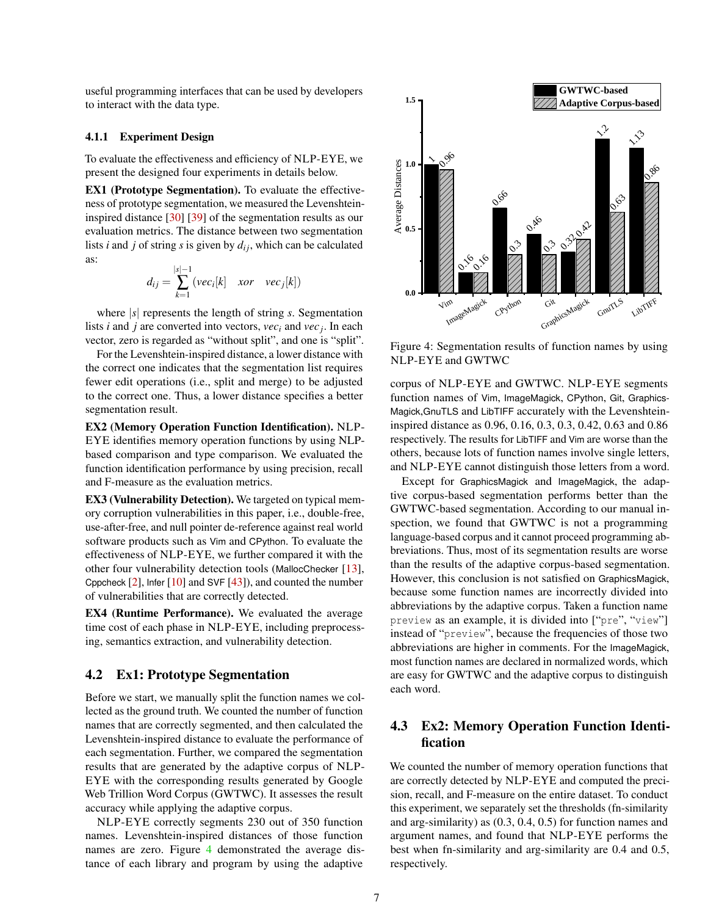useful programming interfaces that can be used by developers to interact with the data type.

### 4.1.1 Experiment Design

To evaluate the effectiveness and efficiency of NLP-EYE, we present the designed four experiments in details below.

**EX1 (Prototype Segmentation).** To evaluate the effectiveness of prototype segmentation, we measured the Levenshtein-inspired distance [30] [39] of the segmentation results as our evaluation metrics. The distance between two segmentation lists $i$ and $j$ of string $s$ is given by $d_{ij}$, which can be calculated as:

$$d_{ij} = \sum_{k=1}^{|s|-1} (vec_i[k] \quad xor \quad vec_j[k])$$

where $|s|$ represents the length of string $s$. Segmentation lists $i$ and $j$ are converted into vectors, $vec_i$ and $vec_j$. In each vector, zero is regarded as "without split", and one is "split".

For the Levenshtein-inspired distance, a lower distance with the correct one indicates that the segmentation list requires fewer edit operations (i.e., split and merge) to be adjusted to the correct one. Thus, a lower distance specifies a better segmentation result.

**EX2 (Memory Operation Function Identification).** NLP-EYE identifies memory operation functions by using NLP-based comparison and type comparison. We evaluated the function identification performance by using precision, recall and F-measure as the evaluation metrics.

**EX3 (Vulnerability Detection).** We targeted on typical memory corruption vulnerabilities in this paper, i.e., double-free, use-after-free, and null pointer de-reference against real world software products such as Vim and CPython. To evaluate the effectiveness of NLP-EYE, we further compared it with the other four vulnerability detection tools (MallocChecker [13], Cppcheck [2], Infer [10] and SVF [43]), and counted the number of vulnerabilities that are correctly detected.

**EX4 (Runtime Performance).** We evaluated the average time cost of each phase in NLP-EYE, including preprocessing, semantics extraction, and vulnerability detection.

## 4.2 Ex1: Prototype Segmentation

Before we start, we manually split the function names we collected as the ground truth. We counted the number of function names that are correctly segmented, and then calculated the Levenshtein-inspired distance to evaluate the performance of each segmentation. Further, we compared the segmentation results that are generated by the adaptive corpus of NLP-EYE with the corresponding results generated by Google Web Trillion Word Corpus (GWTWC). It assesses the result accuracy while applying the adaptive corpus.

NLP-EYE correctly segments 230 out of 350 function names. Levenshtein-inspired distances of those function names are zero. Figure 4 demonstrated the average distance of each library and program by using the adaptive corpus of NLP-EYE and GWTWC. NLP-EYE segments function names of Vim, ImageMagick, CPython, Git, GraphicsMagick,GnuTLS and LibTIFF accurately with the Levenshtein-inspired distance as 0.96, 0.16, 0.3, 0.3, 0.42, 0.63 and 0.86 respectively. The results for LibTIFF and Vim are worse than the others, because lots of function names involve single letters, and NLP-EYE cannot distinguish those letters from a word.

| Program | GWTWC-based | Adaptive Corpus-based |
|---|---|---|
| Vim | 1 | 0.96 |
| ImageMagick | 0.16 | 0.16 |
| CPython | 0.66 | 0.3 |
| Git | 0.46 | 0.3 |
| GraphicsMagick | 0.32 | 0.42 |
| GnuTLS | 1.2 | 0.63 |
| LibTIFF | 1.13 | 0.86 |

Figure 4: Segmentation results of function names by using NLP-EYE and GWTWC

Except for GraphicsMagick and ImageMagick, the adaptive corpus-based segmentation performs better than the GWTWC-based segmentation. According to our manual inspection, we found that GWTWC is not a programming language-based corpus and it cannot proceed programming abbreviations. Thus, most of its segmentation results are worse than the results of the adaptive corpus-based segmentation. However, this conclusion is not satisfied on GraphicsMagick, because some function names are incorrectly divided into abbreviations by the adaptive corpus. Taken a function name `preview` as an example, it is divided into ["`pre`", "`view`"] instead of "`preview`", because the frequencies of those two abbreviations are higher in comments. For the ImageMagick, most function names are declared in normalized words, which are easy for GWTWC and the adaptive corpus to distinguish each word.

## 4.3 Ex2: Memory Operation Function Identification

We counted the number of memory operation functions that are correctly detected by NLP-EYE and computed the precision, recall, and F-measure on the entire dataset. To conduct this experiment, we separately set the thresholds (fn-similarity and arg-similarity) as (0.3, 0.4, 0.5) for function names and argument names, and found that NLP-EYE performs the best when fn-similarity and arg-similarity are 0.4 and 0.5, respectively.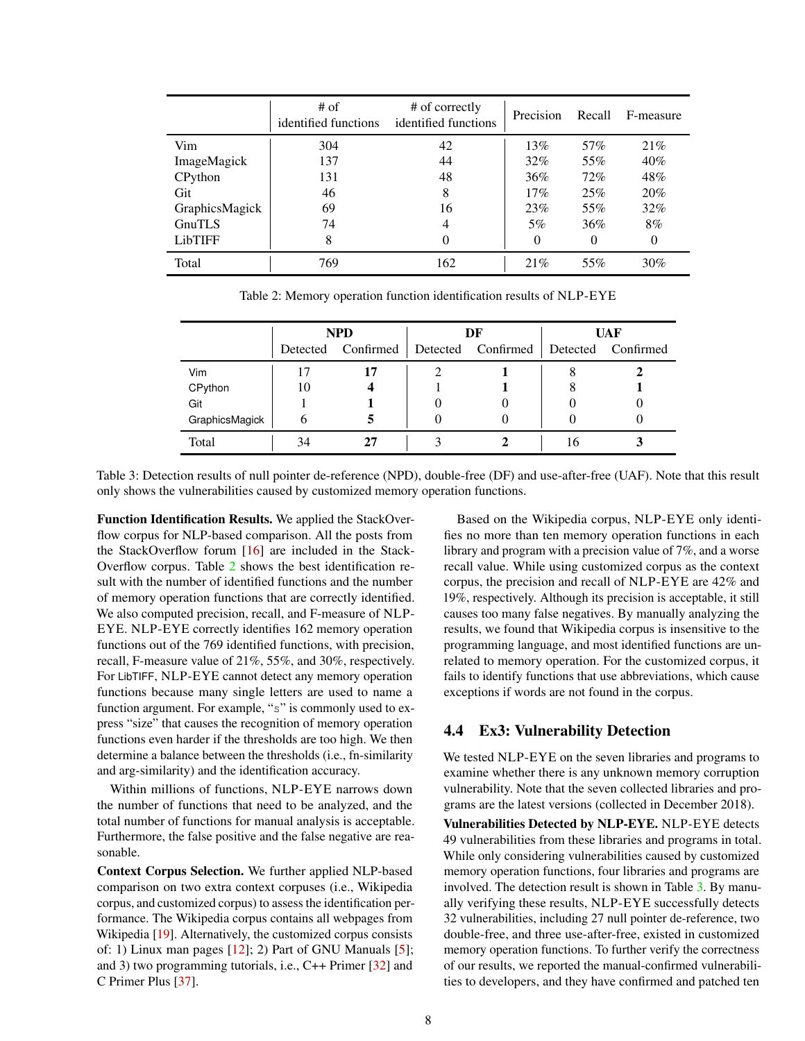| | # of identified functions | # of correctly identified functions | Precision | Recall | F-measure |
|---|---|---|---|---|---|
| Vim | 304 | 42 | 13% | 57% | 21% |
| ImageMagick | 137 | 44 | 32% | 55% | 40% |
| CPython | 131 | 48 | 36% | 72% | 48% |
| Git | 46 | 8 | 17% | 25% | 20% |
| GraphicsMagick | 69 | 16 | 23% | 55% | 32% |
| GnuTLS | 74 | 4 | 5% | 36% | 8% |
| LibTIFF | 8 | 0 | 0 | 0 | 0 |
| Total | 769 | 162 | 21% | 55% | 30% |

Table 2: Memory operation function identification results of NLP-EYE

| | NPD | | DF | | UAF | |
|---|---|---|---|---|---|---|
| | Detected | Confirmed | Detected | Confirmed | Detected | Confirmed |
| Vim | 17 | **17** | 2 | **1** | 8 | **2** |
| CPython | 10 | **4** | 1 | **1** | 8 | **1** |
| Git | 1 | **1** | 0 | 0 | 0 | 0 |
| GraphicsMagick | 6 | **5** | 0 | 0 | 0 | 0 |
| Total | 34 | **27** | 3 | **2** | 16 | **3** |

Table 3: Detection results of null pointer de-reference (NPD), double-free (DF) and use-after-free (UAF). Note that this result only shows the vulnerabilities caused by customized memory operation functions.

**Function Identification Results.** We applied the StackOverflow corpus for NLP-based comparison. All the posts from the StackOverflow forum [16] are included in the StackOverflow corpus. Table 2 shows the best identification result with the number of identified functions and the number of memory operation functions that are correctly identified. We also computed precision, recall, and F-measure of NLP-EYE. NLP-EYE correctly identifies 162 memory operation functions out of the 769 identified functions, with precision, recall, F-measure value of 21%, 55%, and 30%, respectively. For LibTIFF, NLP-EYE cannot detect any memory operation functions because many single letters are used to name a function argument. For example, "s" is commonly used to express "size" that causes the recognition of memory operation functions even harder if the thresholds are too high. We then determine a balance between the thresholds (i.e., fn-similarity and arg-similarity) and the identification accuracy.

Within millions of functions, NLP-EYE narrows down the number of functions that need to be analyzed, and the total number of functions for manual analysis is acceptable. Furthermore, the false positive and the false negative are reasonable.

**Context Corpus Selection.** We further applied NLP-based comparison on two extra context corpuses (i.e., Wikipedia corpus, and customized corpus) to assess the identification performance. The Wikipedia corpus contains all webpages from Wikipedia [19]. Alternatively, the customized corpus consists of: 1) Linux man pages [12]; 2) Part of GNU Manuals [5]; and 3) two programming tutorials, i.e., C++ Primer [32] and C Primer Plus [37].

Based on the Wikipedia corpus, NLP-EYE only identifies no more than ten memory operation functions in each library and program with a precision value of 7%, and a worse recall value. While using customized corpus as the context corpus, the precision and recall of NLP-EYE are 42% and 19%, respectively. Although its precision is acceptable, it still causes too many false negatives. By manually analyzing the results, we found that Wikipedia corpus is insensitive to the programming language, and most identified functions are unrelated to memory operation. For the customized corpus, it fails to identify functions that use abbreviations, which cause exceptions if words are not found in the corpus.

## 4.4 Ex3: Vulnerability Detection

We tested NLP-EYE on the seven libraries and programs to examine whether there is any unknown memory corruption vulnerability. Note that the seven collected libraries and programs are the latest versions (collected in December 2018).

**Vulnerabilities Detected by NLP-EYE.** NLP-EYE detects 49 vulnerabilities from these libraries and programs in total. While only considering vulnerabilities caused by customized memory operation functions, four libraries and programs are involved. The detection result is shown in Table 3. By manually verifying these results, NLP-EYE successfully detects 32 vulnerabilities, including 27 null pointer de-reference, two double-free, and three use-after-free, existed in customized memory operation functions. To further verify the correctness of our results, we reported the manual-confirmed vulnerabilities to developers, and they have confirmed and patched ten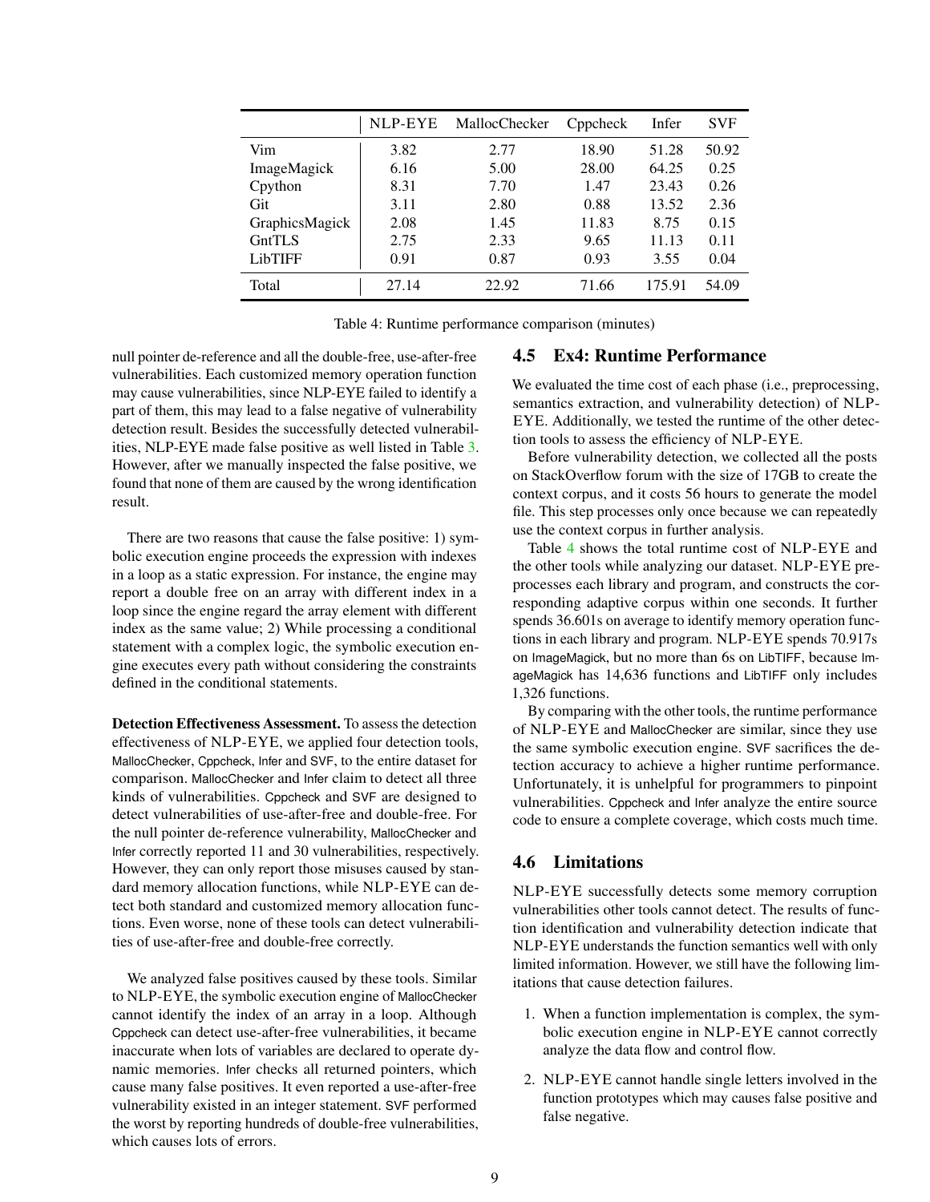|  | NLP-EYE | MallocChecker | Cppcheck | Infer | SVF |
|---|---|---|---|---|---|
| Vim | 3.82 | 2.77 | 18.90 | 51.28 | 50.92 |
| ImageMagick | 6.16 | 5.00 | 28.00 | 64.25 | 0.25 |
| Cpython | 8.31 | 7.70 | 1.47 | 23.43 | 0.26 |
| Git | 3.11 | 2.80 | 0.88 | 13.52 | 2.36 |
| GraphicsMagick | 2.08 | 1.45 | 11.83 | 8.75 | 0.15 |
| GntTLS | 2.75 | 2.33 | 9.65 | 11.13 | 0.11 |
| LibTIFF | 0.91 | 0.87 | 0.93 | 3.55 | 0.04 |
| Total | 27.14 | 22.92 | 71.66 | 175.91 | 54.09 |

Table 4: Runtime performance comparison (minutes)

null pointer de-reference and all the double-free, use-after-free vulnerabilities. Each customized memory operation function may cause vulnerabilities, since NLP-EYE failed to identify a part of them, this may lead to a false negative of vulnerability detection result. Besides the successfully detected vulnerabilities, NLP-EYE made false positive as well listed in Table 3. However, after we manually inspected the false positive, we found that none of them are caused by the wrong identification result.

There are two reasons that cause the false positive: 1) symbolic execution engine proceeds the expression with indexes in a loop as a static expression. For instance, the engine may report a double free on an array with different index in a loop since the engine regard the array element with different index as the same value; 2) While processing a conditional statement with a complex logic, the symbolic execution engine executes every path without considering the constraints defined in the conditional statements.

**Detection Effectiveness Assessment.** To assess the detection effectiveness of NLP-EYE, we applied four detection tools, MallocChecker, Cppcheck, Infer and SVF, to the entire dataset for comparison. MallocChecker and Infer claim to detect all three kinds of vulnerabilities. Cppcheck and SVF are designed to detect vulnerabilities of use-after-free and double-free. For the null pointer de-reference vulnerability, MallocChecker and Infer correctly reported 11 and 30 vulnerabilities, respectively. However, they can only report those misuses caused by standard memory allocation functions, while NLP-EYE can detect both standard and customized memory allocation functions. Even worse, none of these tools can detect vulnerabilities of use-after-free and double-free correctly.

We analyzed false positives caused by these tools. Similar to NLP-EYE, the symbolic execution engine of MallocChecker cannot identify the index of an array in a loop. Although Cppcheck can detect use-after-free vulnerabilities, it became inaccurate when lots of variables are declared to operate dynamic memories. Infer checks all returned pointers, which cause many false positives. It even reported a use-after-free vulnerability existed in an integer statement. SVF performed the worst by reporting hundreds of double-free vulnerabilities, which causes lots of errors.

## 4.5 Ex4: Runtime Performance

We evaluated the time cost of each phase (i.e., preprocessing, semantics extraction, and vulnerability detection) of NLP-EYE. Additionally, we tested the runtime of the other detection tools to assess the efficiency of NLP-EYE.

Before vulnerability detection, we collected all the posts on StackOverflow forum with the size of 17GB to create the context corpus, and it costs 56 hours to generate the model file. This step processes only once because we can repeatedly use the context corpus in further analysis.

Table 4 shows the total runtime cost of NLP-EYE and the other tools while analyzing our dataset. NLP-EYE preprocesses each library and program, and constructs the corresponding adaptive corpus within one seconds. It further spends 36.601s on average to identify memory operation functions in each library and program. NLP-EYE spends 70.917s on ImageMagick, but no more than 6s on LibTIFF, because ImageMagick has 14,636 functions and LibTIFF only includes 1,326 functions.

By comparing with the other tools, the runtime performance of NLP-EYE and MallocChecker are similar, since they use the same symbolic execution engine. SVF sacrifices the detection accuracy to achieve a higher runtime performance. Unfortunately, it is unhelpful for programmers to pinpoint vulnerabilities. Cppcheck and Infer analyze the entire source code to ensure a complete coverage, which costs much time.

## 4.6 Limitations

NLP-EYE successfully detects some memory corruption vulnerabilities other tools cannot detect. The results of function identification and vulnerability detection indicate that NLP-EYE understands the function semantics well with only limited information. However, we still have the following limitations that cause detection failures.

1. When a function implementation is complex, the symbolic execution engine in NLP-EYE cannot correctly analyze the data flow and control flow.
2. NLP-EYE cannot handle single letters involved in the function prototypes which may causes false positive and false negative.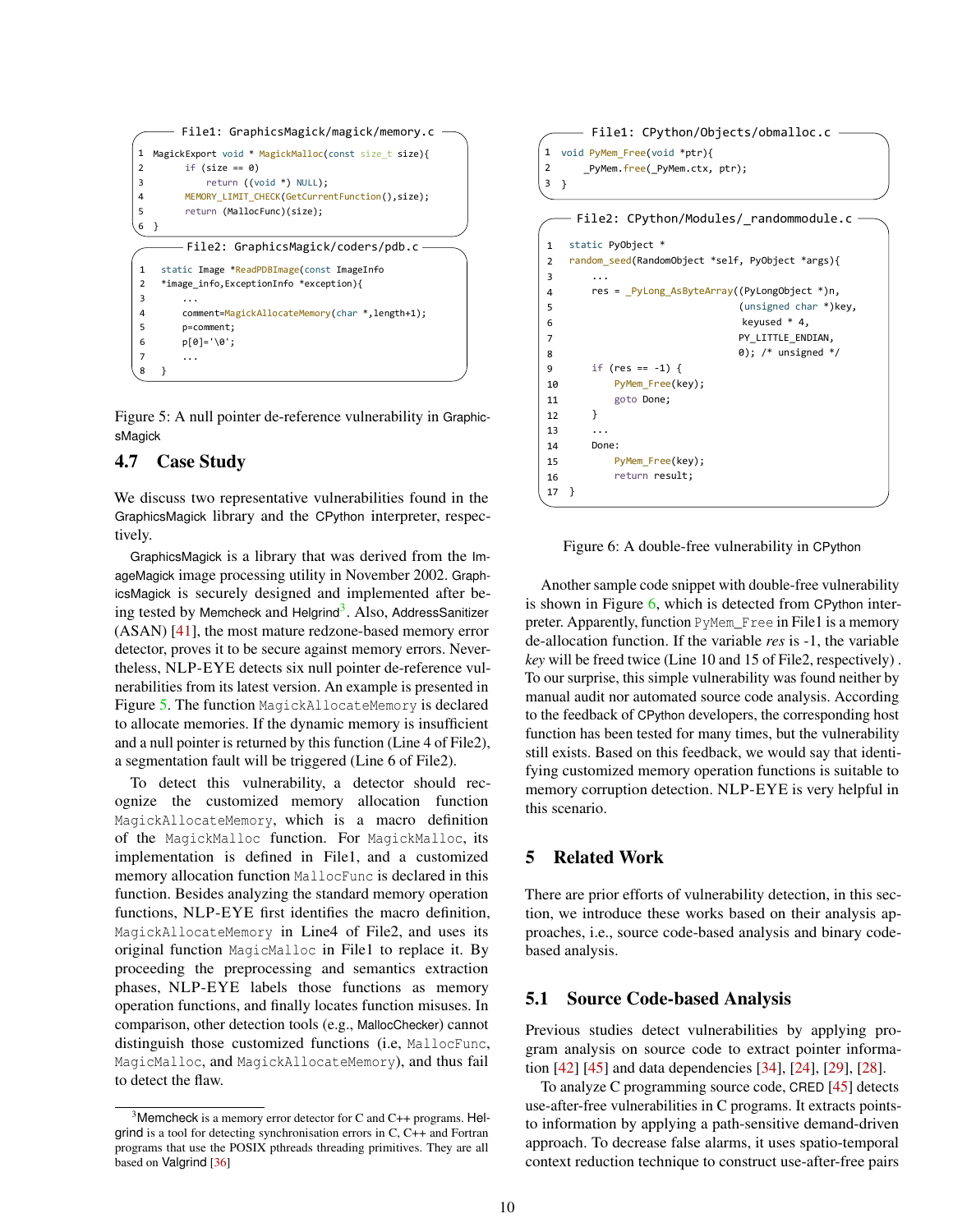```
File1: GraphicsMagick/magick/memory.c

1 MagickExport void * MagickMalloc(const size_t size){
2       if (size == 0)
3           return ((void *) NULL);
4       MEMORY_LIMIT_CHECK(GetCurrentFunction(),size);
5       return (MallocFunc)(size);
6 }
```

```
File2: GraphicsMagick/coders/pdb.c

1  static Image *ReadPDBImage(const ImageInfo
2  *image_info,ExceptionInfo *exception){
3      ...
4      comment=MagickAllocateMemory(char *,length+1);
5      p=comment;
6      p[0]='\0';
7      ...
8  }
```

Figure 5: A null pointer de-reference vulnerability in GraphicsMagick

## 4.7 Case Study

We discuss two representative vulnerabilities found in the GraphicsMagick library and the CPython interpreter, respectively.

GraphicsMagick is a library that was derived from the ImageMagick image processing utility in November 2002. GraphicsMagick is securely designed and implemented after being tested by Memcheck and Helgrind[3]. Also, AddressSanitizer (ASAN) [41], the most mature redzone-based memory error detector, proves it to be secure against memory errors. Nevertheless, NLP-EYE detects six null pointer de-reference vulnerabilities from its latest version. An example is presented in Figure 5. The function `MagickAllocateMemory` is declared to allocate memories. If the dynamic memory is insufficient and a null pointer is returned by this function (Line 4 of File2), a segmentation fault will be triggered (Line 6 of File2).

To detect this vulnerability, a detector should recognize the customized memory allocation function `MagickAllocateMemory`, which is a macro definition of the `MagickMalloc` function. For `MagickMalloc`, its implementation is defined in File1, and a customized memory allocation function `MallocFunc` is declared in this function. Besides analyzing the standard memory operation functions, NLP-EYE first identifies the macro definition, `MagickAllocateMemory` in Line4 of File2, and uses its original function `MagicMalloc` in File1 to replace it. By proceeding the preprocessing and semantics extraction phases, NLP-EYE labels those functions as memory operation functions, and finally locates function misuses. In comparison, other detection tools (e.g., MallocChecker) cannot distinguish those customized functions (i.e, `MallocFunc`, `MagicMalloc`, and `MagickAllocateMemory`), and thus fail to detect the flaw.

[3] Memcheck is a memory error detector for C and C++ programs. Helgrind is a tool for detecting synchronisation errors in C, C++ and Fortran programs that use the POSIX pthreads threading primitives. They are all based on Valgrind [36]

```
File1: CPython/Objects/obmalloc.c

1 void PyMem_Free(void *ptr){
2     _PyMem.free(_PyMem.ctx, ptr);
3 }
```

```
File2: CPython/Modules/_randommodule.c

1  static PyObject *
2  random_seed(RandomObject *self, PyObject *args){
3      ...
4      res = _PyLong_AsByteArray((PyLongObject *)n,
5                               (unsigned char *)key,
6                                keyused * 4,
7                               PY_LITTLE_ENDIAN,
8                               0); /* unsigned */
9      if (res == -1) {
10         PyMem_Free(key);
11         goto Done;
12     }
13     ...
14     Done:
15         PyMem_Free(key);
16         return result;
17 }
```

Figure 6: A double-free vulnerability in CPython

Another sample code snippet with double-free vulnerability is shown in Figure 6, which is detected from CPython interpreter. Apparently, function `PyMem_Free` in File1 is a memory de-allocation function. If the variable *res* is -1, the variable *key* will be freed twice (Line 10 and 15 of File2, respectively) . To our surprise, this simple vulnerability was found neither by manual audit nor automated source code analysis. According to the feedback of CPython developers, the corresponding host function has been tested for many times, but the vulnerability still exists. Based on this feedback, we would say that identifying customized memory operation functions is suitable to memory corruption detection. NLP-EYE is very helpful in this scenario.

## 5 Related Work

There are prior efforts of vulnerability detection, in this section, we introduce these works based on their analysis approaches, i.e., source code-based analysis and binary code-based analysis.

### 5.1 Source Code-based Analysis

Previous studies detect vulnerabilities by applying program analysis on source code to extract pointer information [42] [45] and data dependencies [34], [24], [29], [28].

To analyze C programming source code, CRED [45] detects use-after-free vulnerabilities in C programs. It extracts points-to information by applying a path-sensitive demand-driven approach. To decrease false alarms, it uses spatio-temporal context reduction technique to construct use-after-free pairs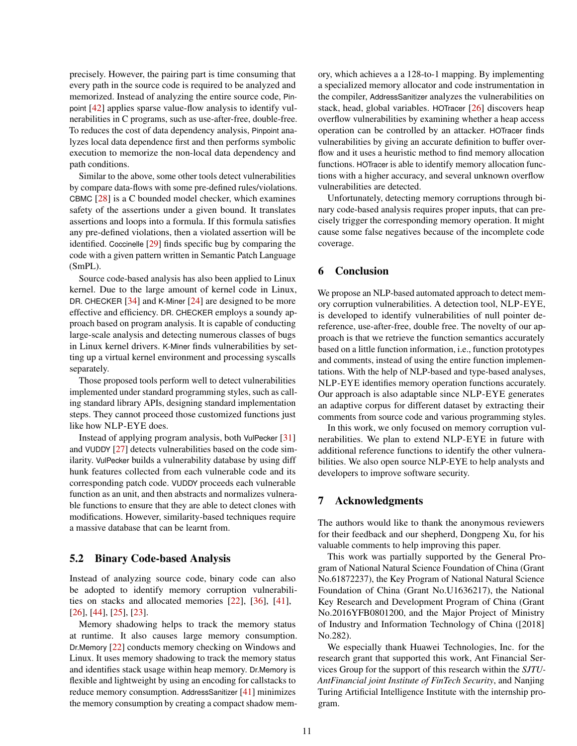precisely. However, the pairing part is time consuming that every path in the source code is required to be analyzed and memorized. Instead of analyzing the entire source code, Pinpoint [42] applies sparse value-flow analysis to identify vulnerabilities in C programs, such as use-after-free, double-free. To reduces the cost of data dependency analysis, Pinpoint analyzes local data dependence first and then performs symbolic execution to memorize the non-local data dependency and path conditions.

Similar to the above, some other tools detect vulnerabilities by compare data-flows with some pre-defined rules/violations. CBMC [28] is a C bounded model checker, which examines safety of the assertions under a given bound. It translates assertions and loops into a formula. If this formula satisfies any pre-defined violations, then a violated assertion will be identified. Coccinelle [29] finds specific bug by comparing the code with a given pattern written in Semantic Patch Language (SmPL).

Source code-based analysis has also been applied to Linux kernel. Due to the large amount of kernel code in Linux, DR. CHECKER [34] and K-Miner [24] are designed to be more effective and efficiency. DR. CHECKER employs a soundy approach based on program analysis. It is capable of conducting large-scale analysis and detecting numerous classes of bugs in Linux kernel drivers. K-Miner finds vulnerabilities by setting up a virtual kernel environment and processing syscalls separately.

Those proposed tools perform well to detect vulnerabilities implemented under standard programming styles, such as calling standard library APIs, designing standard implementation steps. They cannot proceed those customized functions just like how NLP-EYE does.

Instead of applying program analysis, both VulPecker [31] and VUDDY [27] detect vulnerabilities based on the code similarity. VulPecker builds a vulnerability database by using diff hunk features collected from each vulnerable code and its corresponding patch code. VUDDY proceeds each vulnerable function as an unit, and then abstracts and normalizes vulnerable functions to ensure that they are able to detect clones with modifications. However, similarity-based techniques require a massive database that can be learnt from.

## 5.2 Binary Code-based Analysis

Instead of analyzing source code, binary code can also be adopted to identify memory corruption vulnerabilities on stacks and allocated memories [22], [36], [41], [26], [44], [25], [23].

Memory shadowing helps to track the memory status at runtime. It also causes large memory consumption. Dr.Memory [22] conducts memory checking on Windows and Linux. It uses memory shadowing to track the memory status and identifies stack usage within heap memory. Dr.Memory is flexible and lightweight by using an encoding for callstacks to reduce memory consumption. AddressSanitizer [41] minimizes the memory consumption by creating a compact shadow memory, which achieves a a 128-to-1 mapping. By implementing a specialized memory allocator and code instrumentation in the compiler, AddressSanitizer analyzes the vulnerabilities on stack, head, global variables. HOTracer [26] discovers heap overflow vulnerabilities by examining whether a heap access operation can be controlled by an attacker. HOTracer finds vulnerabilities by giving an accurate definition to buffer overflow and it uses a heuristic method to find memory allocation functions. HOTracer is able to identify memory allocation functions with a higher accuracy, and several unknown overflow vulnerabilities are detected.

Unfortunately, detecting memory corruptions through binary code-based analysis requires proper inputs, that can precisely trigger the corresponding memory operation. It might cause some false negatives because of the incomplete code coverage.

# 6 Conclusion

We propose an NLP-based automated approach to detect memory corruption vulnerabilities. A detection tool, NLP-EYE, is developed to identify vulnerabilities of null pointer dereference, use-after-free, double free. The novelty of our approach is that we retrieve the function semantics accurately based on a little function information, i.e., function prototypes and comments, instead of using the entire function implementations. With the help of NLP-based and type-based analyses, NLP-EYE identifies memory operation functions accurately. Our approach is also adaptable since NLP-EYE generates an adaptive corpus for different dataset by extracting their comments from source code and various programming styles.

In this work, we only focused on memory corruption vulnerabilities. We plan to extend NLP-EYE in future with additional reference functions to identify the other vulnerabilities. We also open source NLP-EYE to help analysts and developers to improve software security.

# 7 Acknowledgments

The authors would like to thank the anonymous reviewers for their feedback and our shepherd, Dongpeng Xu, for his valuable comments to help improving this paper.

This work was partially supported by the General Program of National Natural Science Foundation of China (Grant No.61872237), the Key Program of National Natural Science Foundation of China (Grant No.U1636217), the National Key Research and Development Program of China (Grant No.2016YFB0801200, and the Major Project of Ministry of Industry and Information Technology of China ([2018] No.282).

We especially thank Huawei Technologies, Inc. for the research grant that supported this work, Ant Financial Services Group for the support of this research within the *SJTU-AntFinancial joint Institute of FinTech Security*, and Nanjing Turing Artificial Intelligence Institute with the internship program.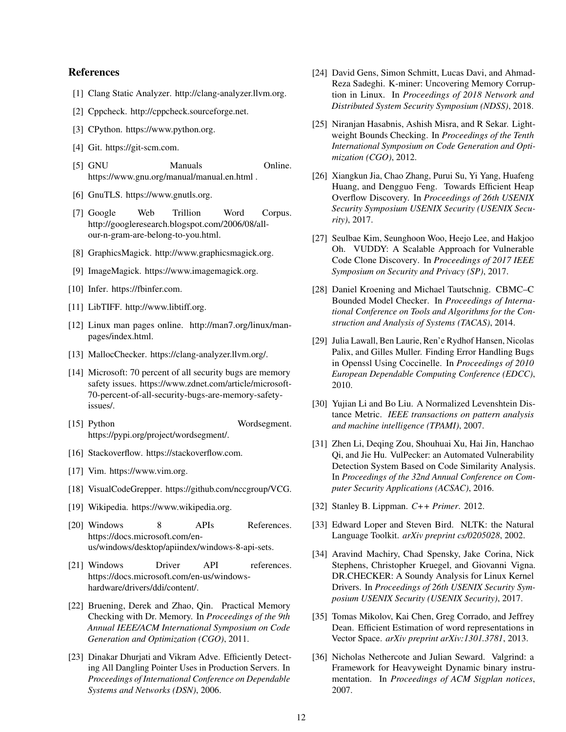## References

[1] Clang Static Analyzer. http://clang-analyzer.llvm.org.

[2] Cppcheck. http://cppcheck.sourceforge.net.

[3] CPython. https://www.python.org.

[4] Git. https://git-scm.com.

[5] GNU Manuals Online. https://www.gnu.org/manual/manual.en.html .

[6] GnuTLS. https://www.gnutls.org.

[7] Google Web Trillion Word Corpus. http://googleresearch.blogspot.com/2006/08/all-our-n-gram-are-belong-to-you.html.

[8] GraphicsMagick. http://www.graphicsmagick.org.

[9] ImageMagick. https://www.imagemagick.org.

[10] Infer. https://fbinfer.com.

[11] LibTIFF. http://www.libtiff.org.

[12] Linux man pages online. http://man7.org/linux/man-pages/index.html.

[13] MallocChecker. https://clang-analyzer.llvm.org/.

[14] Microsoft: 70 percent of all security bugs are memory safety issues. https://www.zdnet.com/article/microsoft-70-percent-of-all-security-bugs-are-memory-safety-issues/.

[15] Python Wordsegment. https://pypi.org/project/wordsegment/.

[16] Stackoverflow. https://stackoverflow.com.

[17] Vim. https://www.vim.org.

[18] VisualCodeGrepper. https://github.com/nccgroup/VCG.

[19] Wikipedia. https://www.wikipedia.org.

[20] Windows 8 APIs References. https://docs.microsoft.com/en-us/windows/desktop/apiindex/windows-8-api-sets.

[21] Windows Driver API references. https://docs.microsoft.com/en-us/windows-hardware/drivers/ddi/content/.

[22] Bruening, Derek and Zhao, Qin. Practical Memory Checking with Dr. Memory. In *Proceedings of the 9th Annual IEEE/ACM International Symposium on Code Generation and Optimization (CGO)*, 2011.

[23] Dinakar Dhurjati and Vikram Adve. Efficiently Detecting All Dangling Pointer Uses in Production Servers. In *Proceedings of International Conference on Dependable Systems and Networks (DSN)*, 2006.

[24] David Gens, Simon Schmitt, Lucas Davi, and Ahmad-Reza Sadeghi. K-miner: Uncovering Memory Corruption in Linux. In *Proceedings of 2018 Network and Distributed System Security Symposium (NDSS)*, 2018.

[25] Niranjan Hasabnis, Ashish Misra, and R Sekar. Lightweight Bounds Checking. In *Proceedings of the Tenth International Symposium on Code Generation and Optimization (CGO)*, 2012.

[26] Xiangkun Jia, Chao Zhang, Purui Su, Yi Yang, Huafeng Huang, and Dengguo Feng. Towards Efficient Heap Overflow Discovery. In *Proceedings of 26th USENIX Security Symposium USENIX Security (USENIX Security)*, 2017.

[27] Seulbae Kim, Seunghoon Woo, Heejo Lee, and Hakjoo Oh. VUDDY: A Scalable Approach for Vulnerable Code Clone Discovery. In *Proceedings of 2017 IEEE Symposium on Security and Privacy (SP)*, 2017.

[28] Daniel Kroening and Michael Tautschnig. CBMC–C Bounded Model Checker. In *Proceedings of International Conference on Tools and Algorithms for the Construction and Analysis of Systems (TACAS)*, 2014.

[29] Julia Lawall, Ben Laurie, Ren'e Rydhof Hansen, Nicolas Palix, and Gilles Muller. Finding Error Handling Bugs in Openssl Using Coccinelle. In *Proceedings of 2010 European Dependable Computing Conference (EDCC)*, 2010.

[30] Yujian Li and Bo Liu. A Normalized Levenshtein Distance Metric. *IEEE transactions on pattern analysis and machine intelligence (TPAMI)*, 2007.

[31] Zhen Li, Deqing Zou, Shouhuai Xu, Hai Jin, Hanchao Qi, and Jie Hu. VulPecker: an Automated Vulnerability Detection System Based on Code Similarity Analysis. In *Proceedings of the 32nd Annual Conference on Computer Security Applications (ACSAC)*, 2016.

[32] Stanley B. Lippman. *C++ Primer*. 2012.

[33] Edward Loper and Steven Bird. NLTK: the Natural Language Toolkit. *arXiv preprint cs/0205028*, 2002.

[34] Aravind Machiry, Chad Spensky, Jake Corina, Nick Stephens, Christopher Kruegel, and Giovanni Vigna. DR.CHECKER: A Soundy Analysis for Linux Kernel Drivers. In *Proceedings of 26th USENIX Security Symposium USENIX Security (USENIX Security)*, 2017.

[35] Tomas Mikolov, Kai Chen, Greg Corrado, and Jeffrey Dean. Efficient Estimation of word representations in Vector Space. *arXiv preprint arXiv:1301.3781*, 2013.

[36] Nicholas Nethercote and Julian Seward. Valgrind: a Framework for Heavyweight Dynamic binary instrumentation. In *Proceedings of ACM Sigplan notices*, 2007.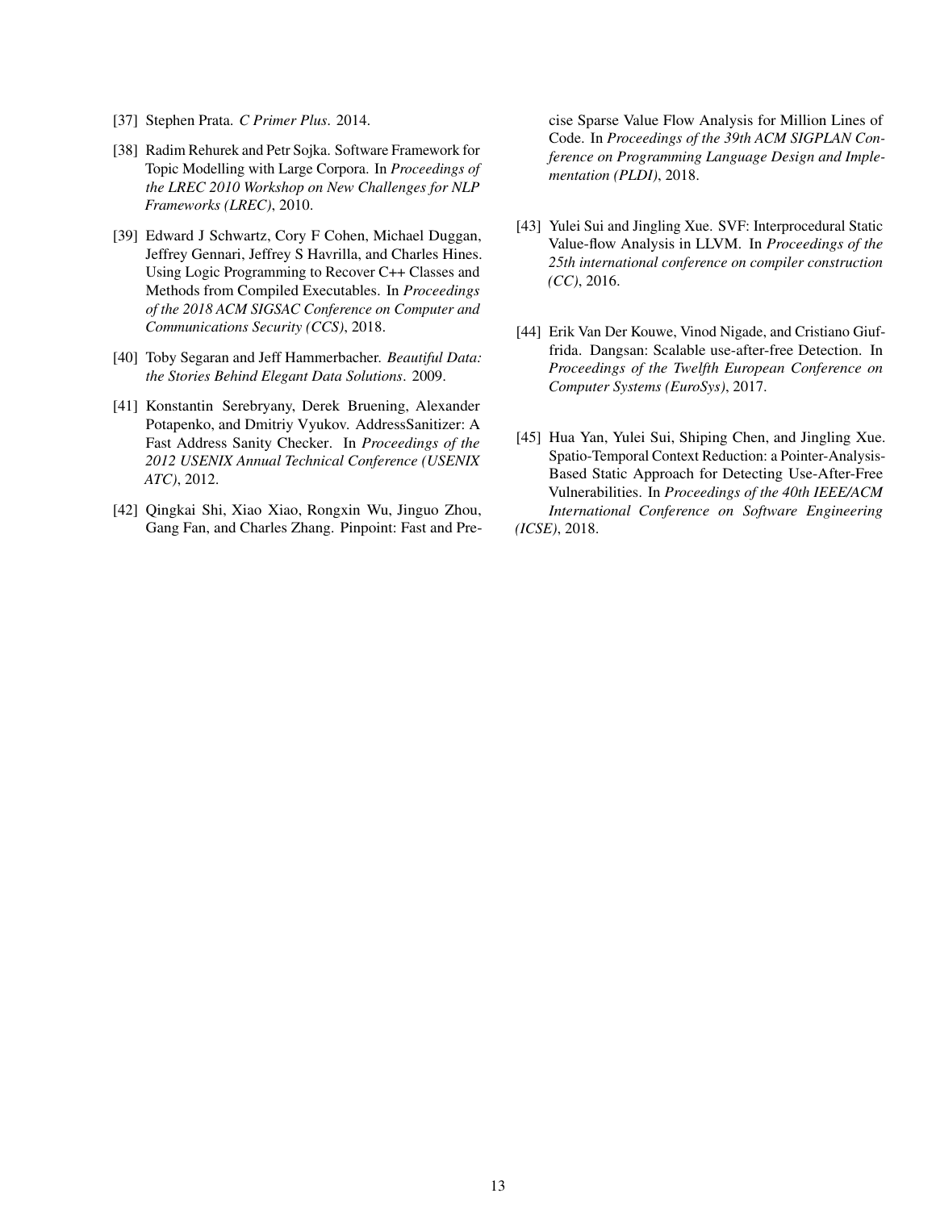[37] Stephen Prata. *C Primer Plus*. 2014.

[38] Radim Rehurek and Petr Sojka. Software Framework for Topic Modelling with Large Corpora. In *Proceedings of the LREC 2010 Workshop on New Challenges for NLP Frameworks (LREC)*, 2010.

[39] Edward J Schwartz, Cory F Cohen, Michael Duggan, Jeffrey Gennari, Jeffrey S Havrilla, and Charles Hines. Using Logic Programming to Recover C++ Classes and Methods from Compiled Executables. In *Proceedings of the 2018 ACM SIGSAC Conference on Computer and Communications Security (CCS)*, 2018.

[40] Toby Segaran and Jeff Hammerbacher. *Beautiful Data: the Stories Behind Elegant Data Solutions*. 2009.

[41] Konstantin Serebryany, Derek Bruening, Alexander Potapenko, and Dmitriy Vyukov. AddressSanitizer: A Fast Address Sanity Checker. In *Proceedings of the 2012 USENIX Annual Technical Conference (USENIX ATC)*, 2012.

[42] Qingkai Shi, Xiao Xiao, Rongxin Wu, Jinguo Zhou, Gang Fan, and Charles Zhang. Pinpoint: Fast and Precise Sparse Value Flow Analysis for Million Lines of Code. In *Proceedings of the 39th ACM SIGPLAN Conference on Programming Language Design and Implementation (PLDI)*, 2018.

[43] Yulei Sui and Jingling Xue. SVF: Interprocedural Static Value-flow Analysis in LLVM. In *Proceedings of the 25th international conference on compiler construction (CC)*, 2016.

[44] Erik Van Der Kouwe, Vinod Nigade, and Cristiano Giuffrida. Dangsan: Scalable use-after-free Detection. In *Proceedings of the Twelfth European Conference on Computer Systems (EuroSys)*, 2017.

[45] Hua Yan, Yulei Sui, Shiping Chen, and Jingling Xue. Spatio-Temporal Context Reduction: a Pointer-Analysis-Based Static Approach for Detecting Use-After-Free Vulnerabilities. In *Proceedings of the 40th IEEE/ACM International Conference on Software Engineering (ICSE)*, 2018.